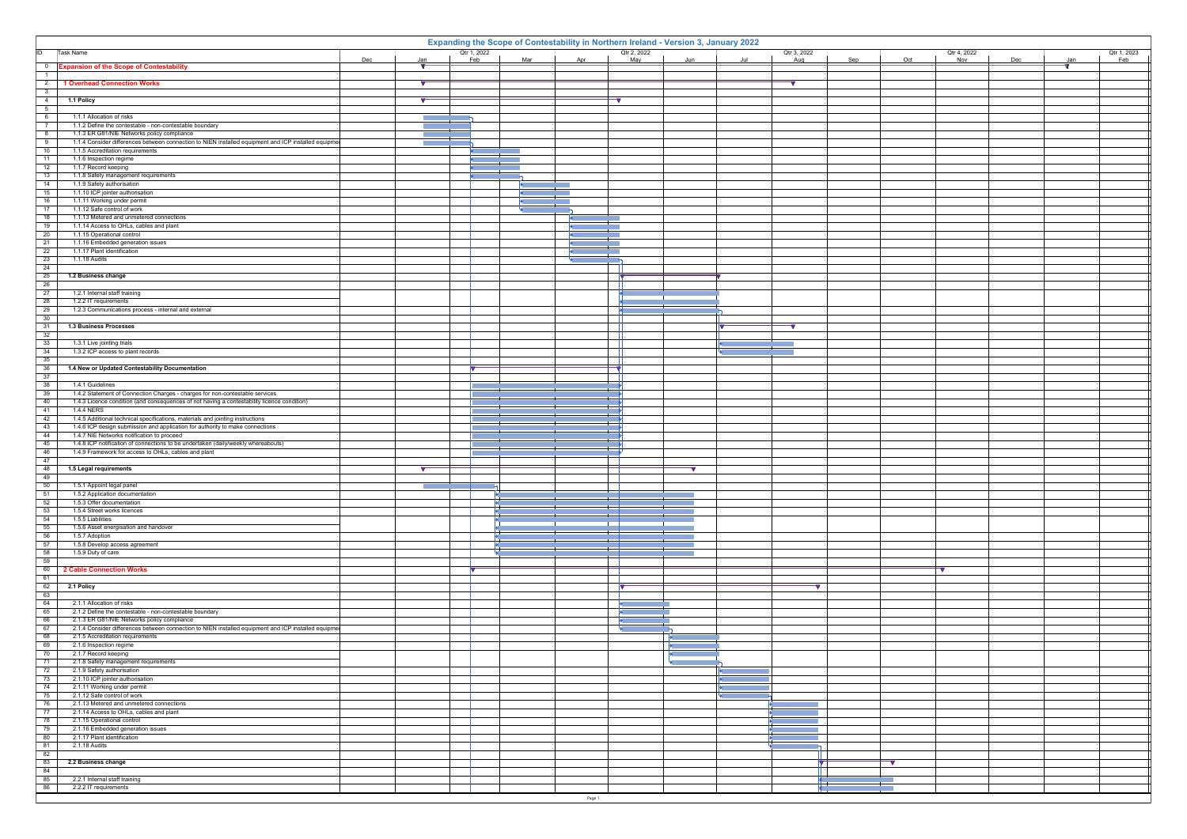# Expanding the Scope of Contestability in Northern Ireland - Version 3, January 2022

| ID | Task Name |
|---|---|
| 0 | **Expansion of the Scope of Contestability** |
| 1 | |
| 2 | **1 Overhead Connection Works** |
| 3 | |
| 4 | **1.1 Policy** |
| 5 | |
| 6 | 1.1.1 Allocation of risks |
| 7 | 1.1.2 Define the contestable - non-contestable boundary |
| 8 | 1.1.3 ER G81/NIE Networks policy compliance |
| 9 | 1.1.4 Consider differences between connection to NIEN installed equipment and ICP installed equipmen |
| 10 | 1.1.5 Accreditation requirements |
| 11 | 1.1.6 Inspection regime |
| 12 | 1.1.7 Record keeping |
| 13 | 1.1.8 Safety management requirements |
| 14 | 1.1.9 Safety authorisation |
| 15 | 1.1.10 ICP jointer authorisation |
| 16 | 1.1.11 Working under permit |
| 17 | 1.1.12 Safe control of work |
| 18 | 1.1.13 Metered and unmetered connections |
| 19 | 1.1.14 Access to OHLs, cables and plant |
| 20 | 1.1.15 Operational control |
| 21 | 1.1.16 Embedded generation issues |
| 22 | 1.1.17 Plant identification |
| 23 | 1.1.18 Audits |
| 24 | |
| 25 | **1.2 Business change** |
| 26 | |
| 27 | 1.2.1 Internal staff training |
| 28 | 1.2.2 IT requirements |
| 29 | 1.2.3 Communications process - internal and external |
| 30 | |
| 31 | **1.3 Business Processes** |
| 32 | |
| 33 | 1.3.1 Live jointing trials |
| 34 | 1.3.2 ICP access to plant records |
| 35 | |
| 36 | **1.4 New or Updated Contestability Documentation** |
| 37 | |
| 38 | 1.4.1 Guidelines |
| 39 | 1.4.2 Statement of Connection Charges - charges for non-contestable services |
| 40 | 1.4.3 Licence condition (and consequences of not having a contestability licence condition) |
| 41 | 1.4.4 NERS |
| 42 | 1.4.5 Additional technical specifications, materials and jointing instructions |
| 43 | 1.4.6 ICP design submission and application for authority to make connections |
| 44 | 1.4.7 NIE Networks notification to proceed |
| 45 | 1.4.8 ICP notification of connections to be undertaken (daily/weekly whereabouts) |
| 46 | 1.4.9 Framework for access to OHLs, cables and plant |
| 47 | |
| 48 | **1.5 Legal requirements** |
| 49 | |
| 50 | 1.5.1 Appoint legal panel |
| 51 | 1.5.2 Application documentation |
| 52 | 1.5.3 Offer documentation |
| 53 | 1.5.4 Street works licences |
| 54 | 1.5.5 Liabilities |
| 55 | 1.5.6 Asset energisation and handover |
| 56 | 1.5.7 Adoption |
| 57 | 1.5.8 Develop access agreement |
| 58 | 1.5.9 Duty of care |
| 59 | |
| 60 | **2 Cable Connection Works** |
| 61 | |
| 62 | **2.1 Policy** |
| 63 | |
| 64 | 2.1.1 Allocation of risks |
| 65 | 2.1.2 Define the contestable - non-contestable boundary |
| 66 | 2.1.3 ER G81/NIE Networks policy compliance |
| 67 | 2.1.4 Consider differences between connection to NIEN installed equipment and ICP installed equipmen |
| 68 | 2.1.5 Accreditation requirements |
| 69 | 2.1.6 Inspection regime |
| 70 | 2.1.7 Record keeping |
| 71 | 2.1.8 Safety management requirements |
| 72 | 2.1.9 Safety authorisation |
| 73 | 2.1.10 ICP jointer authorisation |
| 74 | 2.1.11 Working under permit |
| 75 | 2.1.12 Safe control of work |
| 76 | 2.1.13 Metered and unmetered connections |
| 77 | 2.1.14 Access to OHLs, cables and plant |
| 78 | 2.1.15 Operational control |
| 79 | 2.1.16 Embedded generation issues |
| 80 | 2.1.17 Plant identification |
| 81 | 2.1.18 Audits |
| 82 | |
| 83 | **2.2 Business change** |
| 84 | |
| 85 | 2.2.1 Internal staff training |
| 86 | 2.2.2 IT requirements |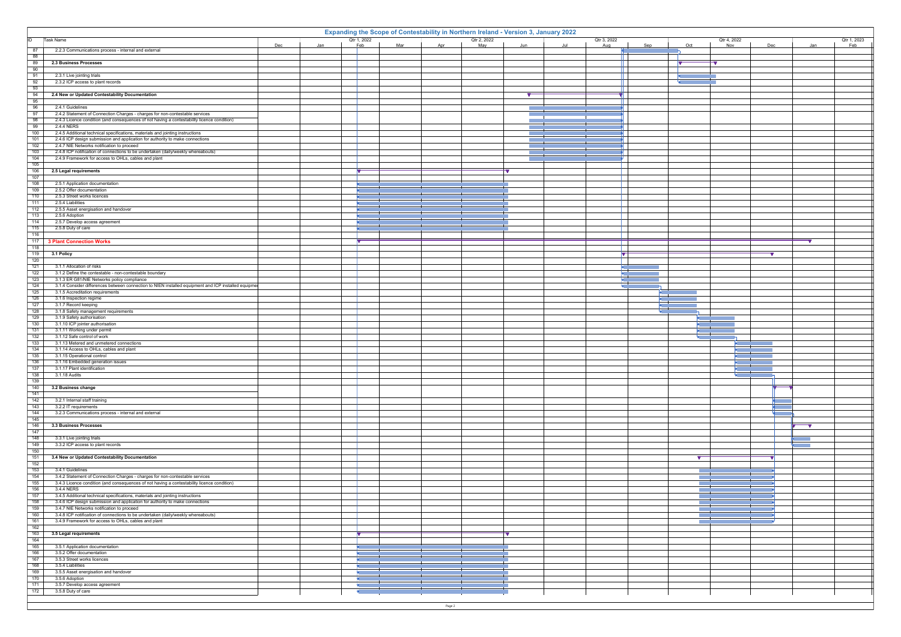# Expanding the Scope of Contestability in Northern Ireland - Version 3, January 2022

| ID | Task Name |
|---|---|
| 87 | 2.2.3 Communications process - internal and external |
| 88 | |
| 89 | **2.3 Business Processes** |
| 90 | |
| 91 | 2.3.1 Live jointing trials |
| 92 | 2.3.2 ICP access to plant records |
| 93 | |
| 94 | **2.4 New or Updated Contestability Documentation** |
| 95 | |
| 96 | 2.4.1 Guidelines |
| 97 | 2.4.2 Statement of Connection Charges - charges for non-contestable services |
| 98 | 2.4.3 Licence condition (and consequences of not having a contestability licence condition) |
| 99 | 2.4.4 NERS |
| 100 | 2.4.5 Additional technical specifications, materials and jointing instructions |
| 101 | 2.4.6 ICP design submission and application for authority to make connections |
| 102 | 2.4.7 NIE Networks notification to proceed |
| 103 | 2.4.8 ICP notification of connections to be undertaken (daily/weekly whereabouts) |
| 104 | 2.4.9 Framework for access to OHLs, cables and plant |
| 105 | |
| 106 | **2.5 Legal requirements** |
| 107 | |
| 108 | 2.5.1 Application documentation |
| 109 | 2.5.2 Offer documentation |
| 110 | 2.5.3 Street works licences |
| 111 | 2.5.4 Liabilities |
| 112 | 2.5.5 Asset energisation and handover |
| 113 | 2.5.6 Adoption |
| 114 | 2.5.7 Develop access agreement |
| 115 | 2.5.8 Duty of care |
| 116 | |
| 117 | **3 Plant Connection Works** |
| 118 | |
| 119 | **3.1 Policy** |
| 120 | |
| 121 | 3.1.1 Allocation of risks |
| 122 | 3.1.2 Define the contestable - non-contestable boundary |
| 123 | 3.1.3 ER G81/NIE Networks policy compliance |
| 124 | 3.1.4 Consider differences between connection to NIEN installed equipment and ICP installed equipme |
| 125 | 3.1.5 Accreditation requirements |
| 126 | 3.1.6 Inspection regime |
| 127 | 3.1.7 Record keeping |
| 128 | 3.1.8 Safety management requirements |
| 129 | 3.1.9 Safety authorisation |
| 130 | 3.1.10 ICP jointer authorisation |
| 131 | 3.1.11 Working under permit |
| 132 | 3.1.12 Safe control of work |
| 133 | 3.1.13 Metered and unmetered connections |
| 134 | 3.1.14 Access to OHLs, cables and plant |
| 135 | 3.1.15 Operational control |
| 136 | 3.1.16 Embedded generation issues |
| 137 | 3.1.17 Plant identification |
| 138 | 3.1.18 Audits |
| 139 | |
| 140 | **3.2 Business change** |
| 141 | |
| 142 | 3.2.1 Internal staff training |
| 143 | 3.2.2 IT requirements |
| 144 | 3.2.3 Communications process - internal and external |
| 145 | |
| 146 | **3.3 Business Processes** |
| 147 | |
| 148 | 3.3.1 Live jointing trials |
| 149 | 3.3.2 ICP access to plant records |
| 150 | |
| 151 | **3.4 New or Updated Contestability Documentation** |
| 152 | |
| 153 | 3.4.1 Guidelines |
| 154 | 3.4.2 Statement of Connection Charges - charges for non-contestable services |
| 155 | 3.4.3 Licence condition (and consequences of not having a contestability licence condition) |
| 156 | 3.4.4 NERS |
| 157 | 3.4.5 Additional technical specifications, materials and jointing instructions |
| 158 | 3.4.6 ICP design submission and application for authority to make connections |
| 159 | 3.4.7 NIE Networks notification to proceed |
| 160 | 3.4.8 ICP notification of connections to be undertaken (daily/weekly whereabouts) |
| 161 | 3.4.9 Framework for access to OHLs, cables and plant |
| 162 | |
| 163 | **3.5 Legal requirements** |
| 164 | |
| 165 | 3.5.1 Application documentation |
| 166 | 3.5.2 Offer documentation |
| 167 | 3.5.3 Street works licences |
| 168 | 3.5.4 Liabilities |
| 169 | 3.5.5 Asset energisation and handover |
| 170 | 3.5.6 Adoption |
| 171 | 3.5.7 Develop access agreement |
| 172 | 3.5.8 Duty of care |

Qtr 1, 2022 | Qtr 2, 2022 | Qtr 3, 2022 | Qtr 4, 2022 | Qtr 1, 2023

Dec | Jan | Feb | Mar | Apr | May | Jun | Jul | Aug | Sep | Oct | Nov | Dec | Jan | Feb